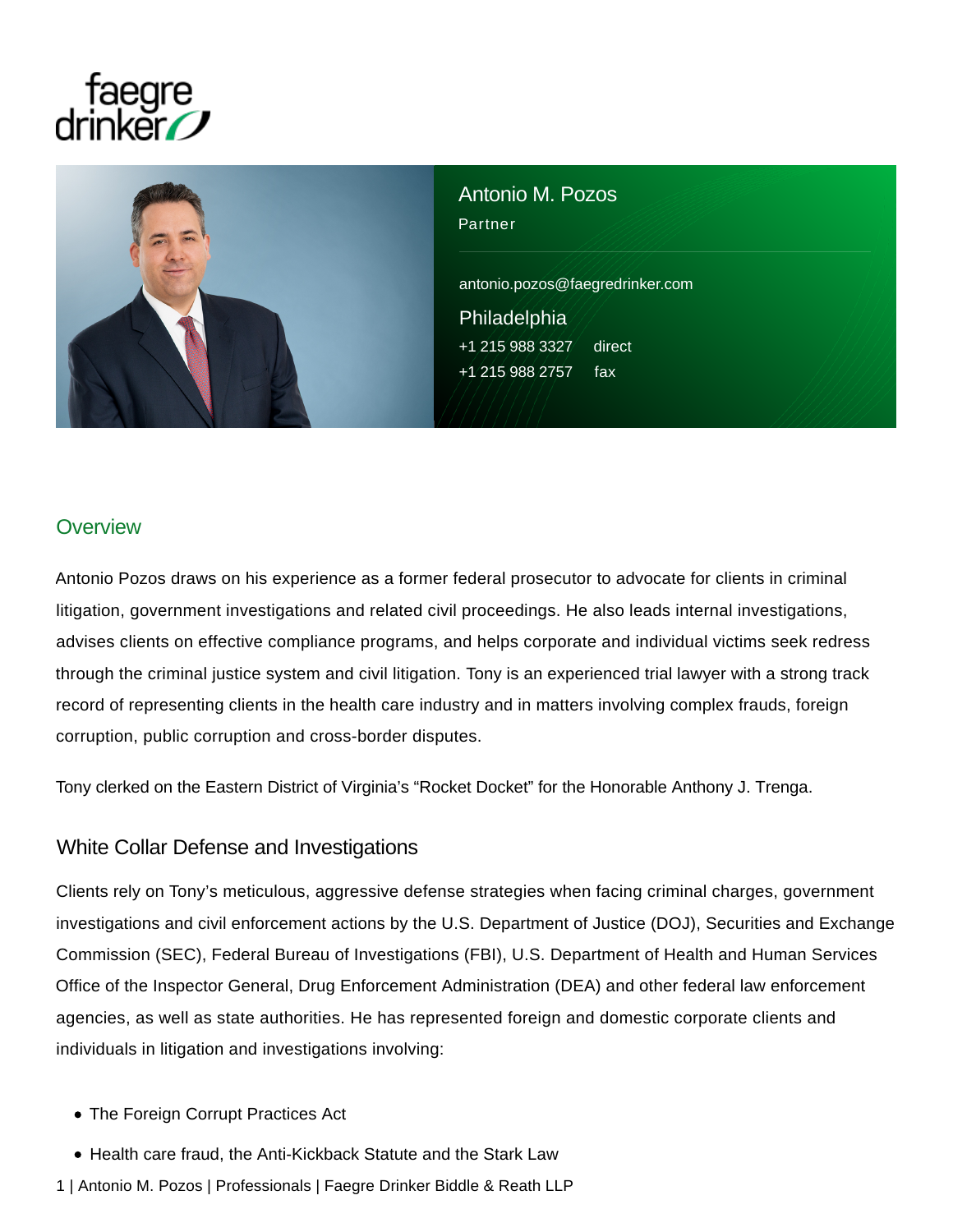# Antonio M. Pozos

Partner

antonio.pozos@faegredrinker.com

Philadelphia

+1 215 988 3327 direct

+1 215 988 2757 fax

## Overview

Antonio Pozos draws on his experience as a former federal prosecutor to advocate for clients in criminal litigation, government investigations and related civil proceedings. He also leads internal investigations, advises clients on effective compliance programs, and helps corporate and individual victims seek redress through the criminal justice system and civil litigation. Tony is an experienced trial lawyer with a strong track record of representing clients in the health care industry and in matters involving complex frauds, foreign corruption, public corruption and cross-border disputes.

Tony clerked on the Eastern District of Virginia's "Rocket Docket" for the Honorable Anthony J. Trenga.

### White Collar Defense and Investigations

Clients rely on Tony's meticulous, aggressive defense strategies when facing criminal charges, government investigations and civil enforcement actions by the U.S. Department of Justice (DOJ), Securities and Exchange Commission (SEC), Federal Bureau of Investigations (FBI), U.S. Department of Health and Human Services Office of the Inspector General, Drug Enforcement Administration (DEA) and other federal law enforcement agencies, as well as state authorities. He has represented foreign and domestic corporate clients and individuals in litigation and investigations involving:

- The Foreign Corrupt Practices Act
- Health care fraud, the Anti-Kickback Statute and the Stark Law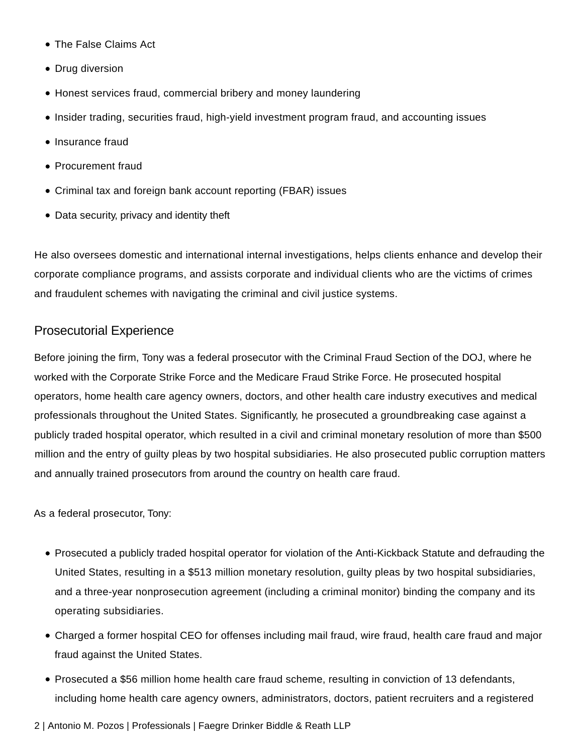- The False Claims Act
- Drug diversion
- Honest services fraud, commercial bribery and money laundering
- Insider trading, securities fraud, high-yield investment program fraud, and accounting issues
- Insurance fraud
- Procurement fraud
- Criminal tax and foreign bank account reporting (FBAR) issues
- Data security, privacy and identity theft

He also oversees domestic and international internal investigations, helps clients enhance and develop their corporate compliance programs, and assists corporate and individual clients who are the victims of crimes and fraudulent schemes with navigating the criminal and civil justice systems.

## Prosecutorial Experience

Before joining the firm, Tony was a federal prosecutor with the Criminal Fraud Section of the DOJ, where he worked with the Corporate Strike Force and the Medicare Fraud Strike Force. He prosecuted hospital operators, home health care agency owners, doctors, and other health care industry executives and medical professionals throughout the United States. Significantly, he prosecuted a groundbreaking case against a publicly traded hospital operator, which resulted in a civil and criminal monetary resolution of more than $500 million and the entry of guilty pleas by two hospital subsidiaries. He also prosecuted public corruption matters and annually trained prosecutors from around the country on health care fraud.

As a federal prosecutor, Tony:

- Prosecuted a publicly traded hospital operator for violation of the Anti-Kickback Statute and defrauding the United States, resulting in a $513 million monetary resolution, guilty pleas by two hospital subsidiaries, and a three-year nonprosecution agreement (including a criminal monitor) binding the company and its operating subsidiaries.
- Charged a former hospital CEO for offenses including mail fraud, wire fraud, health care fraud and major fraud against the United States.
- Prosecuted a $56 million home health care fraud scheme, resulting in conviction of 13 defendants, including home health care agency owners, administrators, doctors, patient recruiters and a registered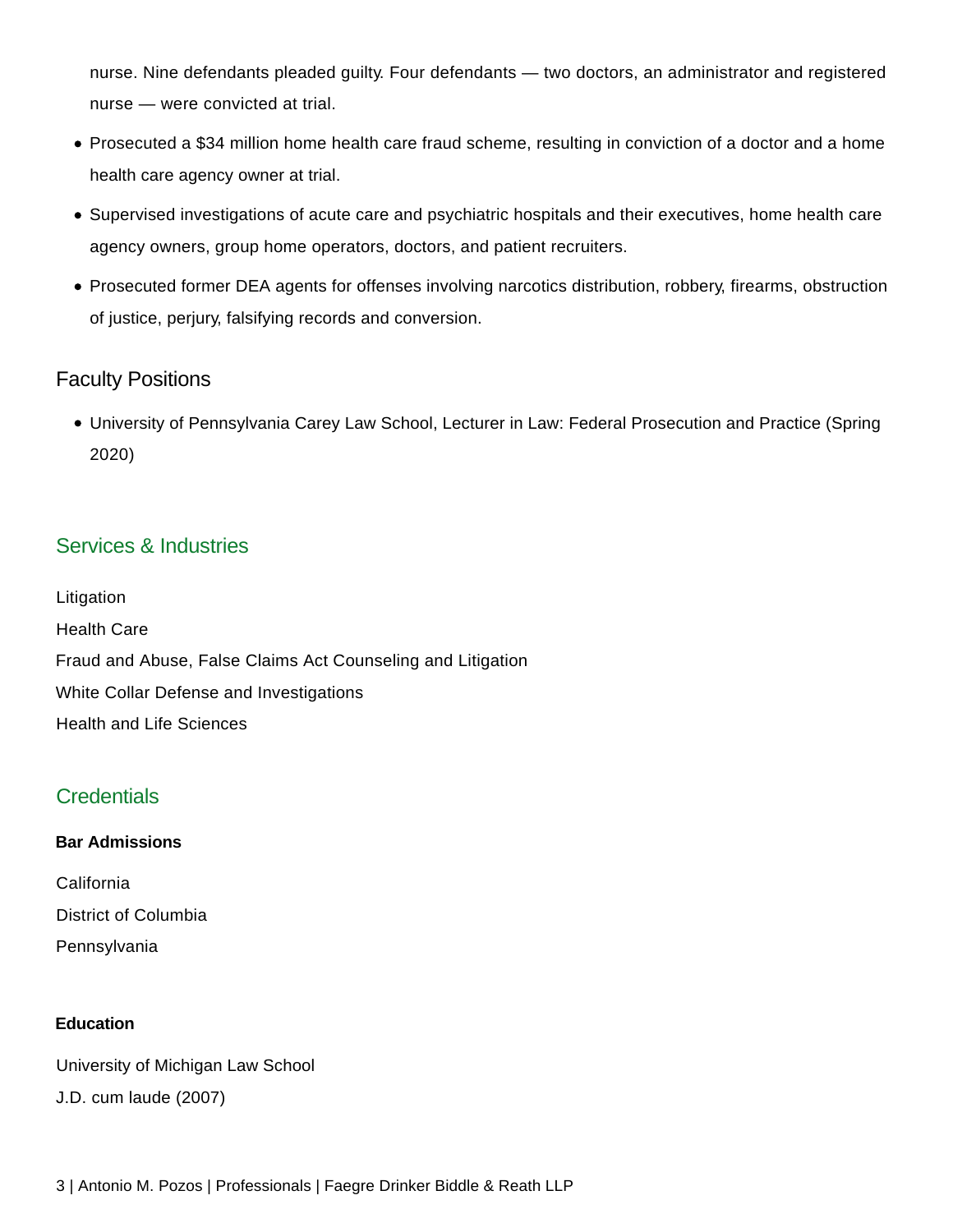nurse. Nine defendants pleaded guilty. Four defendants — two doctors, an administrator and registered nurse — were convicted at trial.

- Prosecuted a $34 million home health care fraud scheme, resulting in conviction of a doctor and a home health care agency owner at trial.
- Supervised investigations of acute care and psychiatric hospitals and their executives, home health care agency owners, group home operators, doctors, and patient recruiters.
- Prosecuted former DEA agents for offenses involving narcotics distribution, robbery, firearms, obstruction of justice, perjury, falsifying records and conversion.

### Faculty Positions

- University of Pennsylvania Carey Law School, Lecturer in Law: Federal Prosecution and Practice (Spring 2020)

## Services & Industries

Litigation

Health Care

Fraud and Abuse, False Claims Act Counseling and Litigation

White Collar Defense and Investigations

Health and Life Sciences

## Credentials

**Bar Admissions**

California

District of Columbia

Pennsylvania

**Education**

University of Michigan Law School

J.D. cum laude (2007)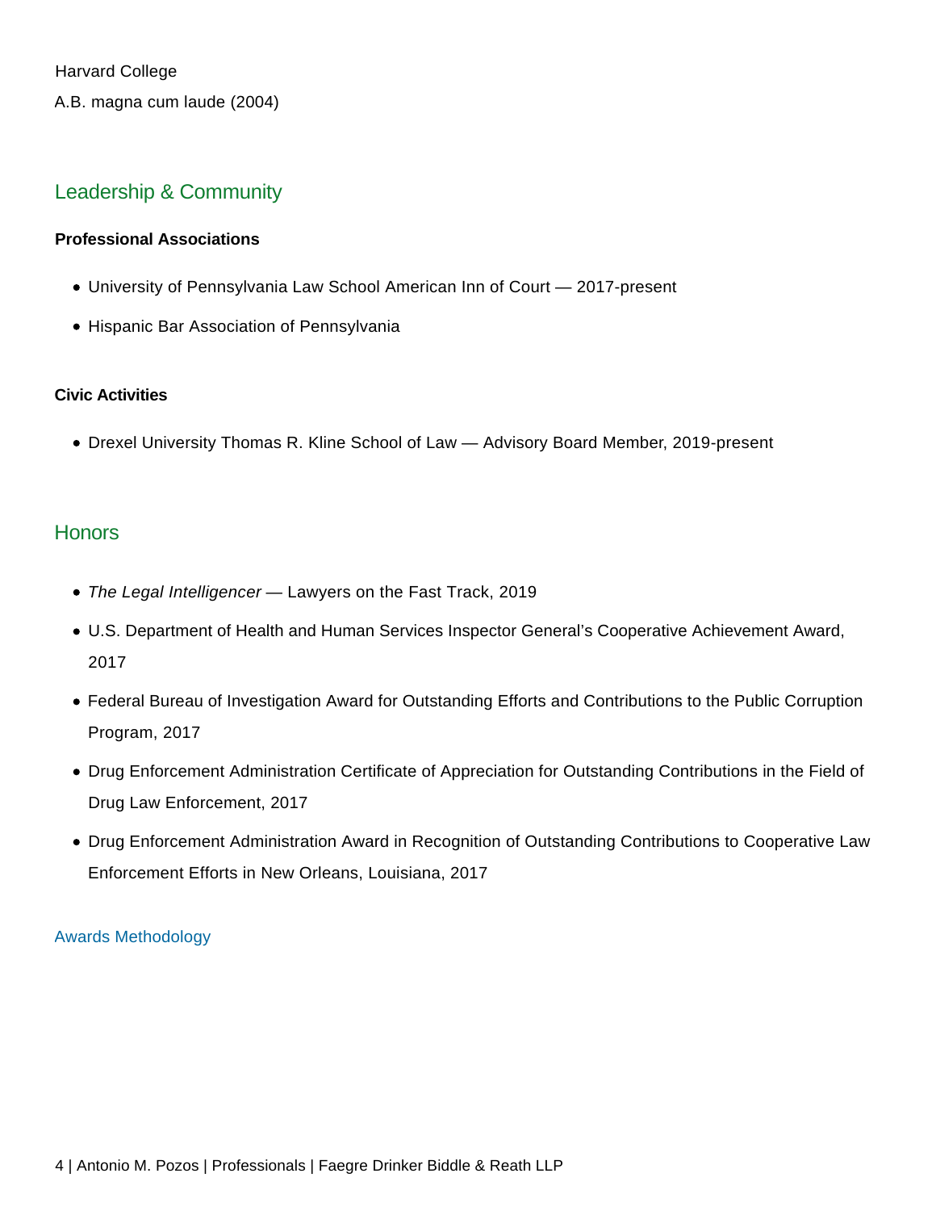Harvard College

A.B. magna cum laude (2004)

## Leadership & Community

**Professional Associations**

- University of Pennsylvania Law School American Inn of Court — 2017-present
- Hispanic Bar Association of Pennsylvania

**Civic Activities**

- Drexel University Thomas R. Kline School of Law — Advisory Board Member, 2019-present

## Honors

- *The Legal Intelligencer* — Lawyers on the Fast Track, 2019
- U.S. Department of Health and Human Services Inspector General's Cooperative Achievement Award, 2017
- Federal Bureau of Investigation Award for Outstanding Efforts and Contributions to the Public Corruption Program, 2017
- Drug Enforcement Administration Certificate of Appreciation for Outstanding Contributions in the Field of Drug Law Enforcement, 2017
- Drug Enforcement Administration Award in Recognition of Outstanding Contributions to Cooperative Law Enforcement Efforts in New Orleans, Louisiana, 2017

Awards Methodology